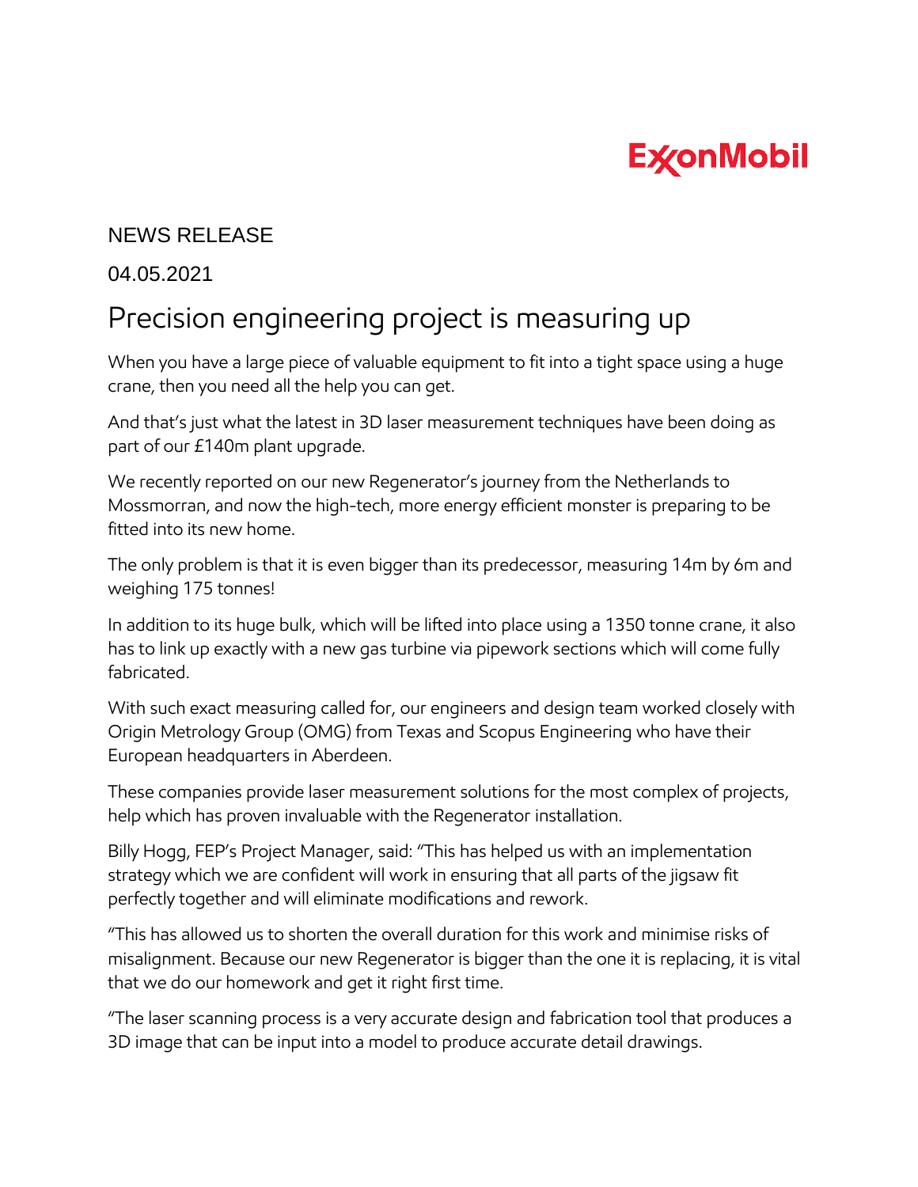ExxonMobil

NEWS RELEASE

04.05.2021

# Precision engineering project is measuring up

When you have a large piece of valuable equipment to fit into a tight space using a huge crane, then you need all the help you can get.

And that's just what the latest in 3D laser measurement techniques have been doing as part of our £140m plant upgrade.

We recently reported on our new Regenerator's journey from the Netherlands to Mossmorran, and now the high-tech, more energy efficient monster is preparing to be fitted into its new home.

The only problem is that it is even bigger than its predecessor, measuring 14m by 6m and weighing 175 tonnes!

In addition to its huge bulk, which will be lifted into place using a 1350 tonne crane, it also has to link up exactly with a new gas turbine via pipework sections which will come fully fabricated.

With such exact measuring called for, our engineers and design team worked closely with Origin Metrology Group (OMG) from Texas and Scopus Engineering who have their European headquarters in Aberdeen.

These companies provide laser measurement solutions for the most complex of projects, help which has proven invaluable with the Regenerator installation.

Billy Hogg, FEP's Project Manager, said: "This has helped us with an implementation strategy which we are confident will work in ensuring that all parts of the jigsaw fit perfectly together and will eliminate modifications and rework.

"This has allowed us to shorten the overall duration for this work and minimise risks of misalignment. Because our new Regenerator is bigger than the one it is replacing, it is vital that we do our homework and get it right first time.

"The laser scanning process is a very accurate design and fabrication tool that produces a 3D image that can be input into a model to produce accurate detail drawings.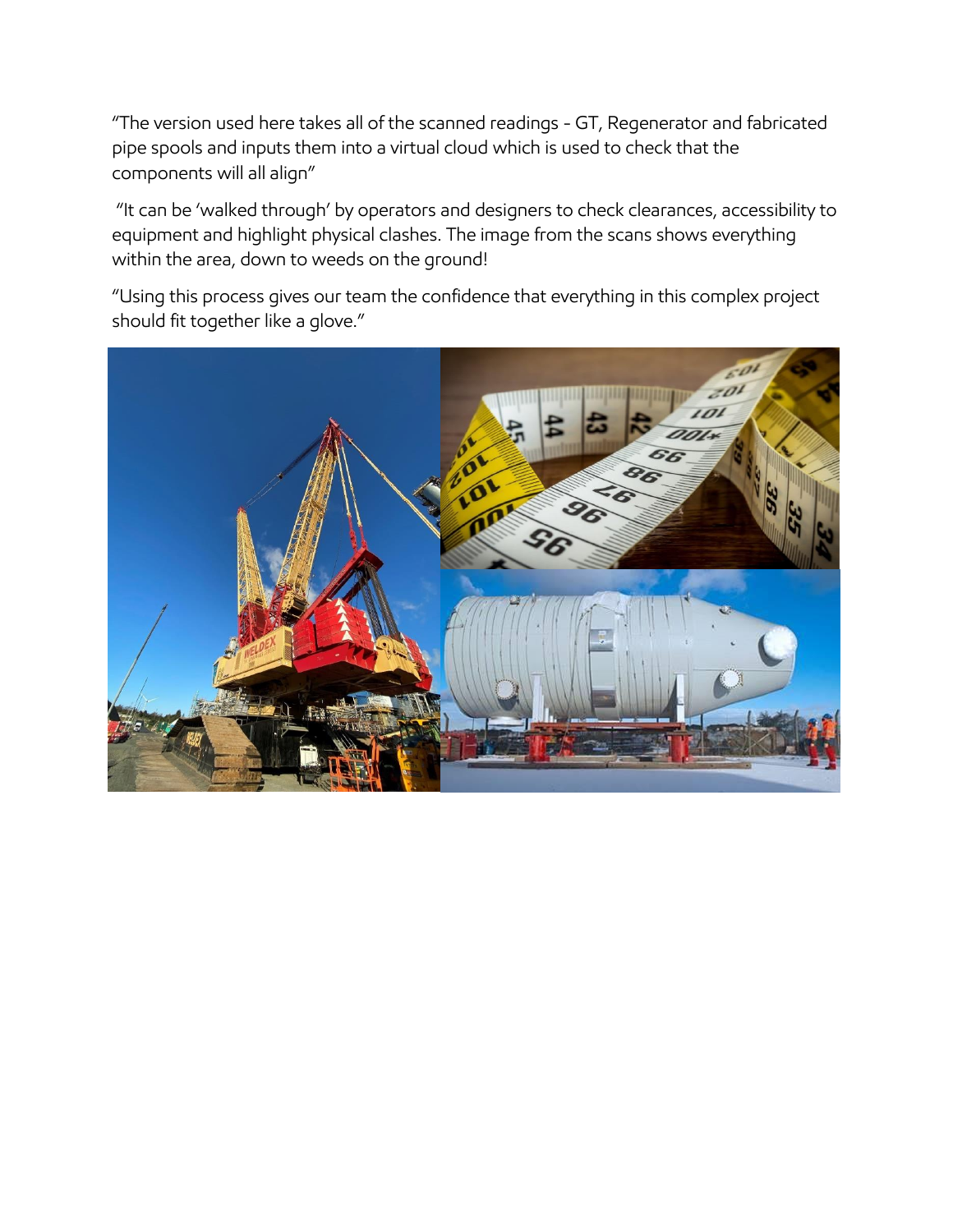"The version used here takes all of the scanned readings - GT, Regenerator and fabricated pipe spools and inputs them into a virtual cloud which is used to check that the components will all align"

"It can be 'walked through' by operators and designers to check clearances, accessibility to equipment and highlight physical clashes. The image from the scans shows everything within the area, down to weeds on the ground!

"Using this process gives our team the confidence that everything in this complex project should fit together like a glove."